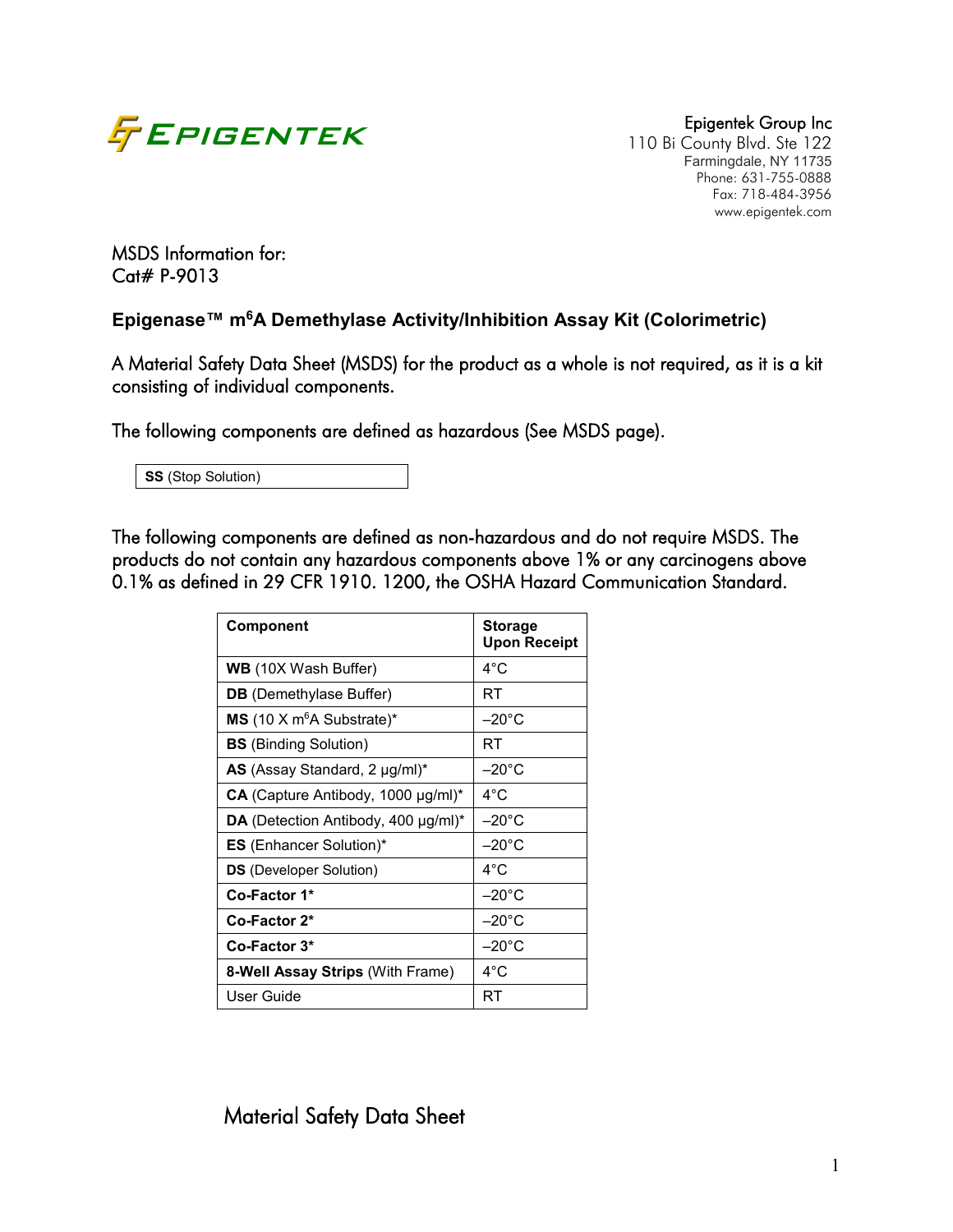Epigentek Group Inc
110 Bi County Blvd. Ste 122
Farmingdale, NY 11735
Phone: 631-755-0888
Fax: 718-484-3956
www.epigentek.com

MSDS Information for:
Cat# P-9013

## Epigenase™ $m^6A$ Demethylase Activity/Inhibition Assay Kit (Colorimetric)

A Material Safety Data Sheet (MSDS) for the product as a whole is not required, as it is a kit consisting of individual components.

The following components are defined as hazardous (See MSDS page).

| **SS** (Stop Solution) |
|---|

The following components are defined as non-hazardous and do not require MSDS. The products do not contain any hazardous components above 1% or any carcinogens above 0.1% as defined in 29 CFR 1910. 1200, the OSHA Hazard Communication Standard.

| Component | Storage Upon Receipt |
|---|---|
| **WB** (10X Wash Buffer) | 4°C |
| **DB** (Demethylase Buffer) | RT |
| **MS** (10 X $m^6A$ Substrate)* | –20°C |
| **BS** (Binding Solution) | RT |
| **AS** (Assay Standard, 2 µg/ml)* | –20°C |
| **CA** (Capture Antibody, 1000 µg/ml)* | 4°C |
| **DA** (Detection Antibody, 400 µg/ml)* | –20°C |
| **ES** (Enhancer Solution)* | –20°C |
| **DS** (Developer Solution) | 4°C |
| **Co-Factor 1*** | –20°C |
| **Co-Factor 2*** | –20°C |
| **Co-Factor 3*** | –20°C |
| **8-Well Assay Strips** (With Frame) | 4°C |
| User Guide | RT |

## Material Safety Data Sheet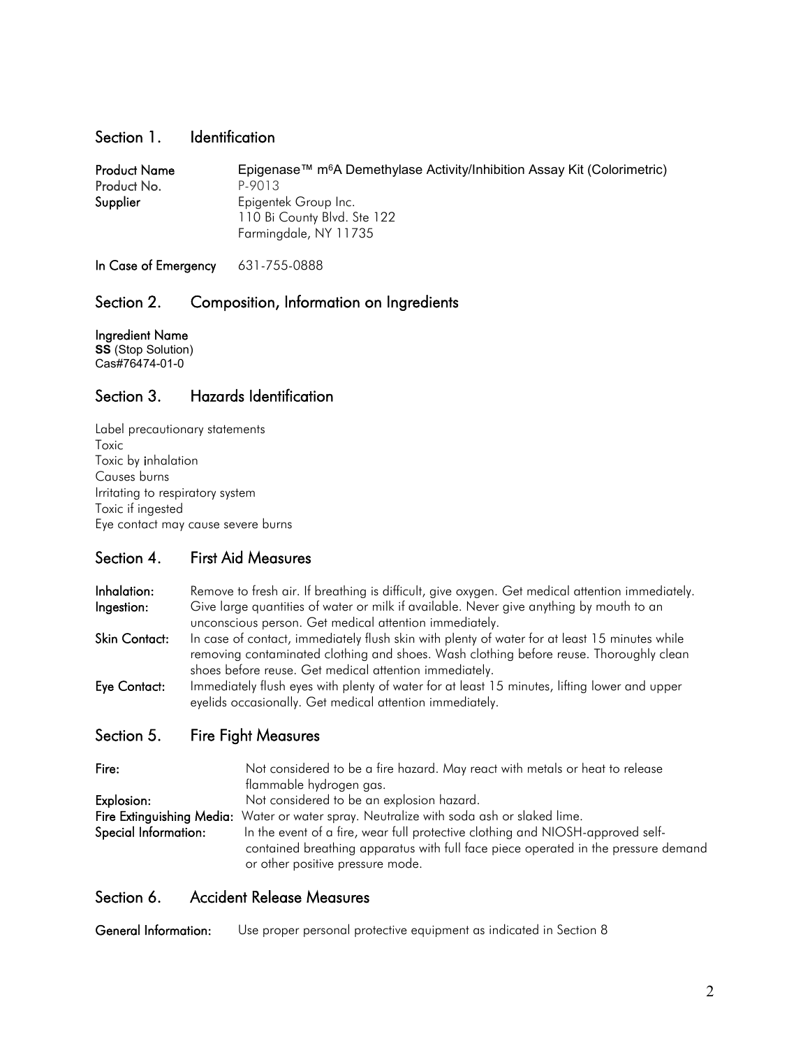## Section 1. Identification

**Product Name** Epigenase™ $m^6A$ Demethylase Activity/Inhibition Assay Kit (Colorimetric)
**Product No.** P-9013
**Supplier** Epigentek Group Inc.
110 Bi County Blvd. Ste 122
Farmingdale, NY 11735

**In Case of Emergency** 631-755-0888

## Section 2. Composition, Information on Ingredients

**Ingredient Name**
**SS** (Stop Solution)
Cas#76474-01-0

## Section 3. Hazards Identification

Label precautionary statements
Toxic
Toxic by inhalation
Causes burns
Irritating to respiratory system
Toxic if ingested
Eye contact may cause severe burns

## Section 4. First Aid Measures

**Inhalation:** Remove to fresh air. If breathing is difficult, give oxygen. Get medical attention immediately.
**Ingestion:** Give large quantities of water or milk if available. Never give anything by mouth to an unconscious person. Get medical attention immediately.
**Skin Contact:** In case of contact, immediately flush skin with plenty of water for at least 15 minutes while removing contaminated clothing and shoes. Wash clothing before reuse. Thoroughly clean shoes before reuse. Get medical attention immediately.
**Eye Contact:** Immediately flush eyes with plenty of water for at least 15 minutes, lifting lower and upper eyelids occasionally. Get medical attention immediately.

## Section 5. Fire Fight Measures

**Fire:** Not considered to be a fire hazard. May react with metals or heat to release flammable hydrogen gas.
**Explosion:** Not considered to be an explosion hazard.
**Fire Extinguishing Media:** Water or water spray. Neutralize with soda ash or slaked lime.
**Special Information:** In the event of a fire, wear full protective clothing and NIOSH-approved self-contained breathing apparatus with full face piece operated in the pressure demand or other positive pressure mode.

## Section 6. Accident Release Measures

**General Information:** Use proper personal protective equipment as indicated in Section 8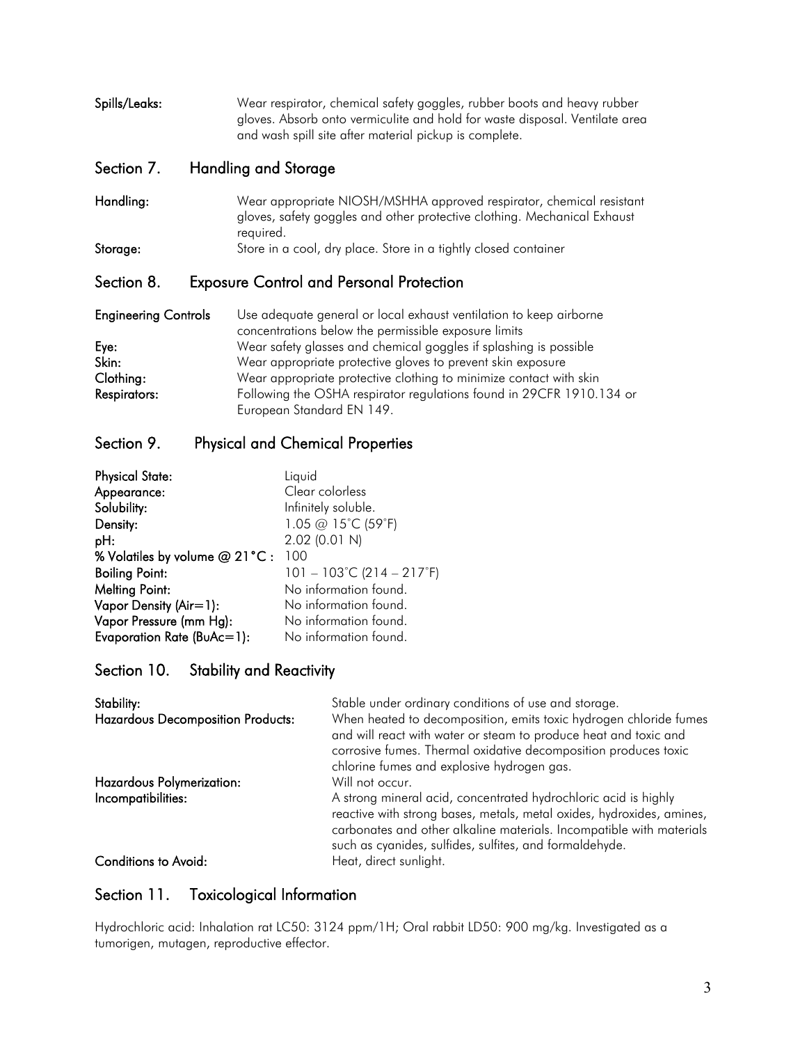**Spills/Leaks:** Wear respirator, chemical safety goggles, rubber boots and heavy rubber gloves. Absorb onto vermiculite and hold for waste disposal. Ventilate area and wash spill site after material pickup is complete.

## Section 7. Handling and Storage

**Handling:** Wear appropriate NIOSH/MSHHA approved respirator, chemical resistant gloves, safety goggles and other protective clothing. Mechanical Exhaust required.

**Storage:** Store in a cool, dry place. Store in a tightly closed container

## Section 8. Exposure Control and Personal Protection

**Engineering Controls** Use adequate general or local exhaust ventilation to keep airborne concentrations below the permissible exposure limits

**Eye:** Wear safety glasses and chemical goggles if splashing is possible

**Skin:** Wear appropriate protective gloves to prevent skin exposure

**Clothing:** Wear appropriate protective clothing to minimize contact with skin

**Respirators:** Following the OSHA respirator regulations found in 29CFR 1910.134 or European Standard EN 149.

## Section 9. Physical and Chemical Properties

| | |
|---|---|
| **Physical State:** | Liquid |
| **Appearance:** | Clear colorless |
| **Solubility:** | Infinitely soluble. |
| **Density:** | 1.05 @ 15˚C (59˚F) |
| **pH:** | 2.02 (0.01 N) |
| **% Volatiles by volume @ 21°C :** | 100 |
| **Boiling Point:** | 101 – 103˚C (214 – 217˚F) |
| **Melting Point:** | No information found. |
| **Vapor Density (Air=1):** | No information found. |
| **Vapor Pressure (mm Hg):** | No information found. |
| **Evaporation Rate (BuAc=1):** | No information found. |

## Section 10. Stability and Reactivity

**Stability:** Stable under ordinary conditions of use and storage.

**Hazardous Decomposition Products:** When heated to decomposition, emits toxic hydrogen chloride fumes and will react with water or steam to produce heat and toxic and corrosive fumes. Thermal oxidative decomposition produces toxic chlorine fumes and explosive hydrogen gas.

**Hazardous Polymerization:** Will not occur.

**Incompatibilities:** A strong mineral acid, concentrated hydrochloric acid is highly reactive with strong bases, metals, metal oxides, hydroxides, amines, carbonates and other alkaline materials. Incompatible with materials such as cyanides, sulfides, sulfites, and formaldehyde.

**Conditions to Avoid:** Heat, direct sunlight.

## Section 11. Toxicological Information

Hydrochloric acid: Inhalation rat LC50: 3124 ppm/1H; Oral rabbit LD50: 900 mg/kg. Investigated as a tumorigen, mutagen, reproductive effector.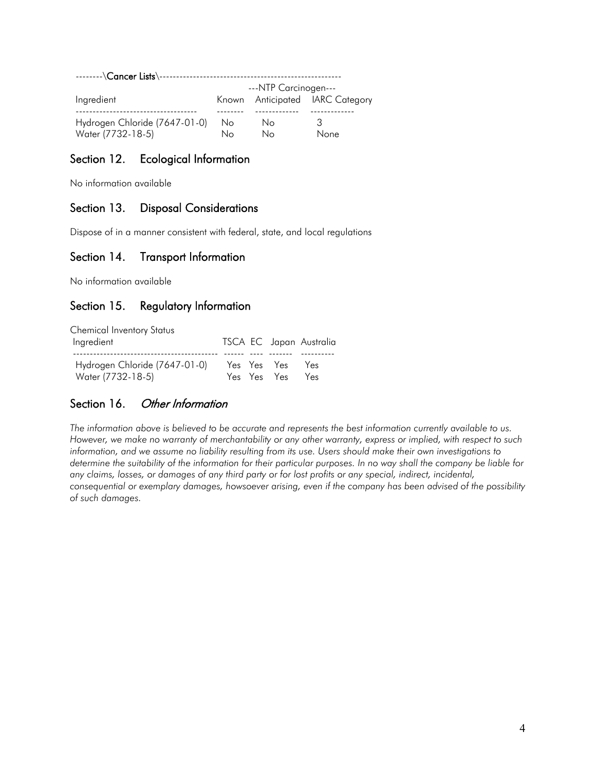--------\\**Cancer Lists**\\----------------------------------------------------

| Ingredient | ---NTP Carcinogen--- Known | Anticipated | IARC Category |
|---|---|---|---|
| Hydrogen Chloride (7647-01-0) | No | No | 3 |
| Water (7732-18-5) | No | No | None |

## Section 12. Ecological Information

No information available

## Section 13. Disposal Considerations

Dispose of in a manner consistent with federal, state, and local regulations

## Section 14. Transport Information

No information available

## Section 15. Regulatory Information

Chemical Inventory Status

| Ingredient | TSCA | EC | Japan | Australia |
|---|---|---|---|---|
| Hydrogen Chloride (7647-01-0) | Yes | Yes | Yes | Yes |
| Water (7732-18-5) | Yes | Yes | Yes | Yes |

## Section 16. *Other Information*

*The information above is believed to be accurate and represents the best information currently available to us. However, we make no warranty of merchantability or any other warranty, express or implied, with respect to such information, and we assume no liability resulting from its use. Users should make their own investigations to determine the suitability of the information for their particular purposes. In no way shall the company be liable for any claims, losses, or damages of any third party or for lost profits or any special, indirect, incidental, consequential or exemplary damages, howsoever arising, even if the company has been advised of the possibility of such damages.*